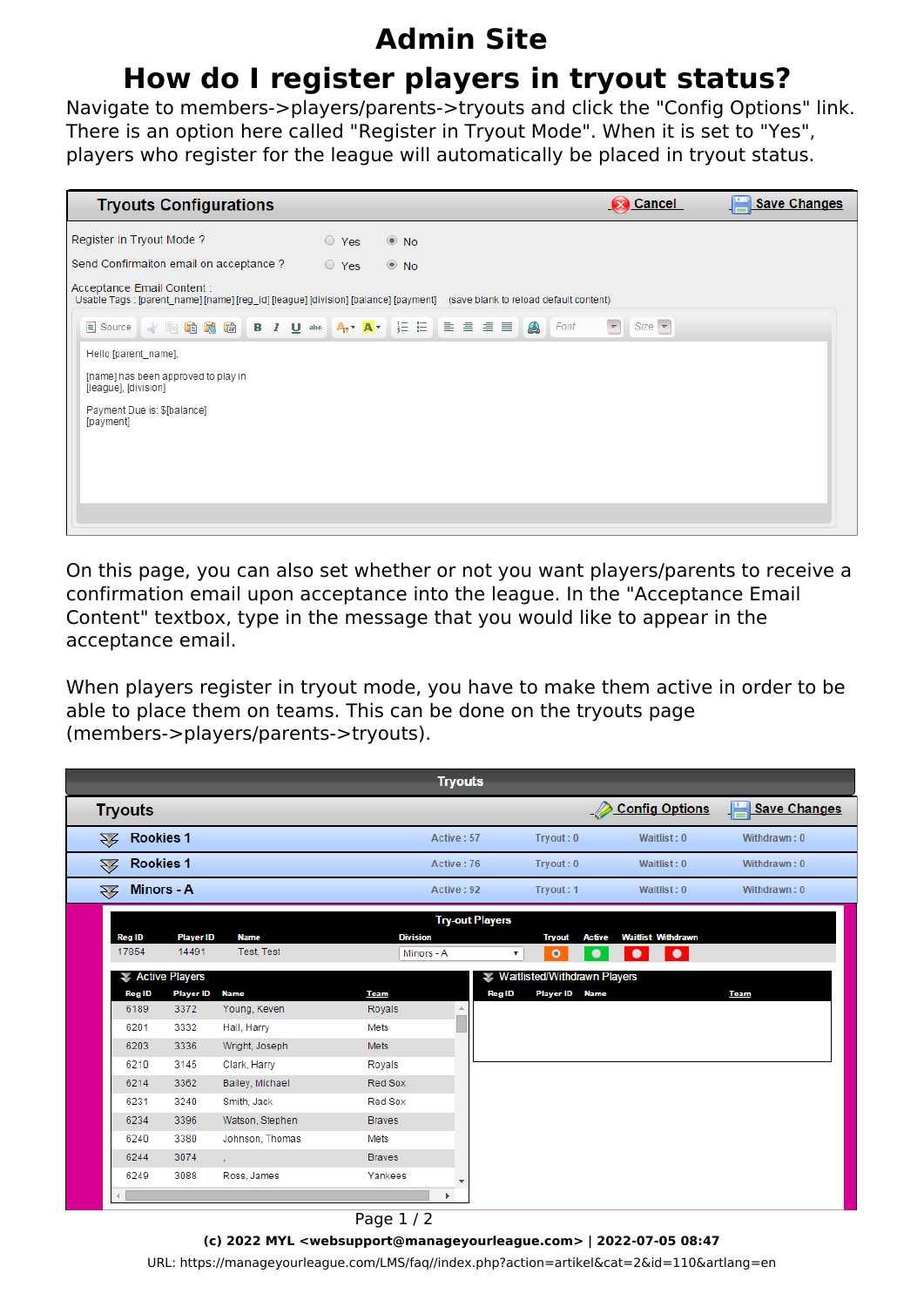# Admin Site

# How do I register players in tryout status?

Navigate to members->players/parents->tryouts and click the "Config Options" link. There is an option here called "Register in Tryout Mode". When it is set to "Yes", players who register for the league will automatically be placed in tryout status.

**Tryouts Configurations** — Cancel | Save Changes

Register In Tryout Mode ? ○ Yes ◉ No

Send Confirmaiton email on acceptance ? ○ Yes ◉ No

Acceptance Email Content :
Usable Tags : [parent_name] [name] [reg_id] [league] [division] [balance] [payment] (save blank to reload default content)

Hello [parent_name],

[name] has been approved to play in [league], [division]

Payment Due is: $[balance]
[payment]

On this page, you can also set whether or not you want players/parents to receive a confirmation email upon acceptance into the league. In the "Acceptance Email Content" textbox, type in the message that you would like to appear in the acceptance email.

When players register in tryout mode, you have to make them active in order to be able to place them on teams. This can be done on the tryouts page (members->players/parents->tryouts).

**Tryouts** — Config Options | Save Changes

| Division | Active | Tryout | Waitlist | Withdrawn |
|---|---|---|---|---|
| Rookies 1 | Active : 57 | Tryout : 0 | Waitlist : 0 | Withdrawn : 0 |
| Rookies 1 | Active : 76 | Tryout : 0 | Waitlist : 0 | Withdrawn : 0 |
| Minors - A | Active : 92 | Tryout : 1 | Waitlist : 0 | Withdrawn : 0 |

**Try-out Players**

| Reg ID | Player ID | Name | Division | Tryout | Active | Waitlist | Withdrawn |
|---|---|---|---|---|---|---|---|
| 17854 | 14491 | Test, Test | Minors - A | | | | |

**Active Players**

| Reg ID | Player ID | Name | Team |
|---|---|---|---|
| 6189 | 3372 | Young, Keven | Royals |
| 6201 | 3332 | Hall, Harry | Mets |
| 6203 | 3336 | Wright, Joseph | Mets |
| 6210 | 3145 | Clark, Harry | Royals |
| 6214 | 3362 | Bailey, Michael | Red Sox |
| 6231 | 3240 | Smith, Jack | Red Sox |
| 6234 | 3396 | Watson, Stephen | Braves |
| 6240 | 3380 | Johnson, Thomas | Mets |
| 6244 | 3074 | , | Braves |
| 6249 | 3088 | Ross, James | Yankees |

**Waitlisted/Withdrawn Players**

| Reg ID | Player ID | Name | Team |
|---|---|---|---|

(c) 2022 MYL <websupport@manageyourleague.com> | 2022-07-05 08:47

URL: https://manageyourleague.com/LMS/faq//index.php?action=artikel&cat=2&id=110&artlang=en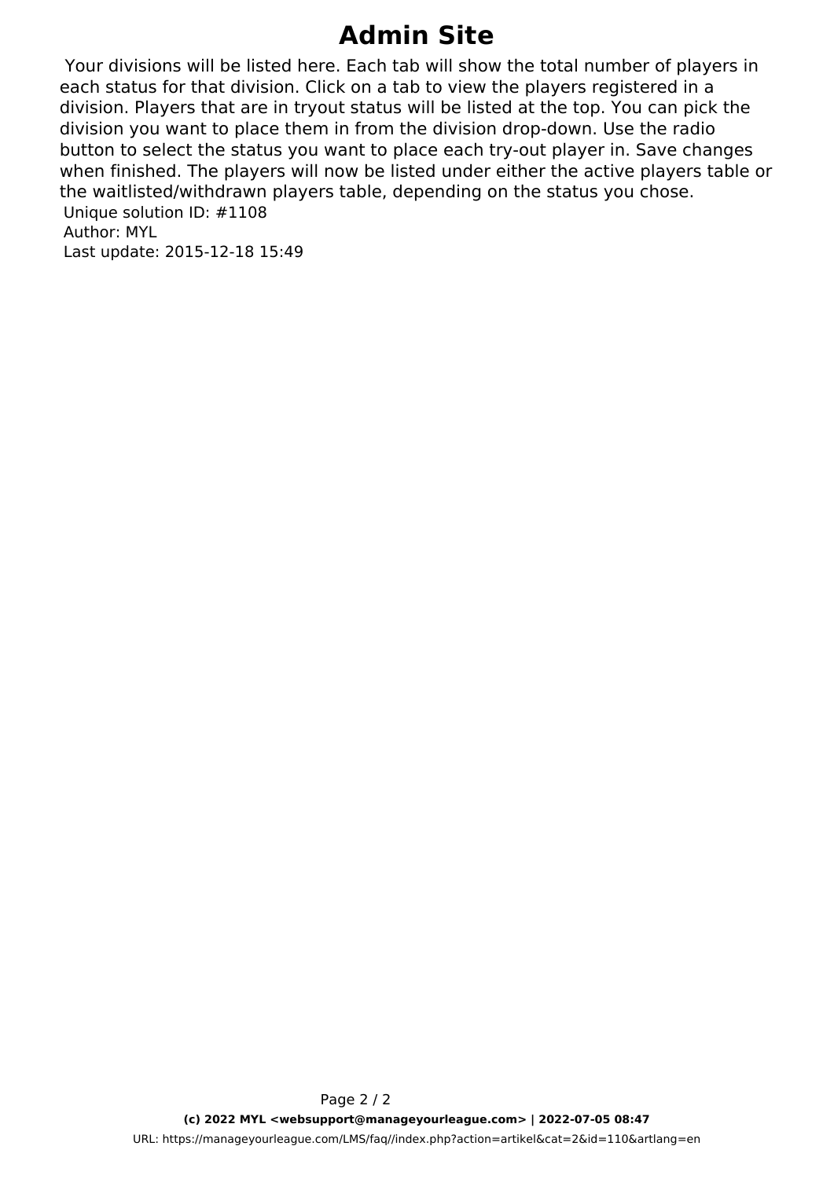# Admin Site

Your divisions will be listed here. Each tab will show the total number of players in each status for that division. Click on a tab to view the players registered in a division. Players that are in tryout status will be listed at the top. You can pick the division you want to place them in from the division drop-down. Use the radio button to select the status you want to place each try-out player in. Save changes when finished. The players will now be listed under either the active players table or the waitlisted/withdrawn players table, depending on the status you chose.

Unique solution ID: #1108
Author: MYL
Last update: 2015-12-18 15:49